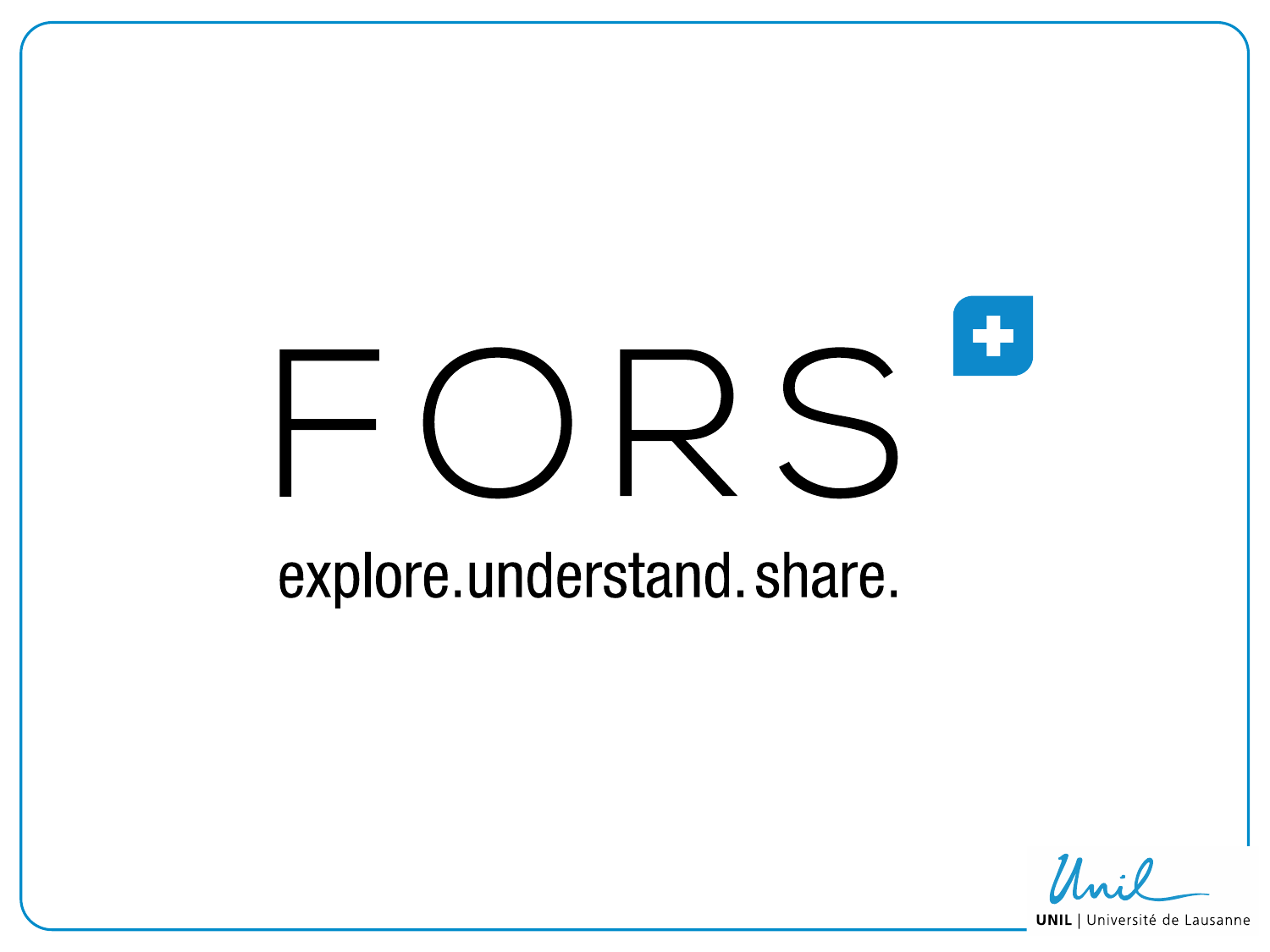# FORS

explore.understand.share.

UNIL | Université de Lausanne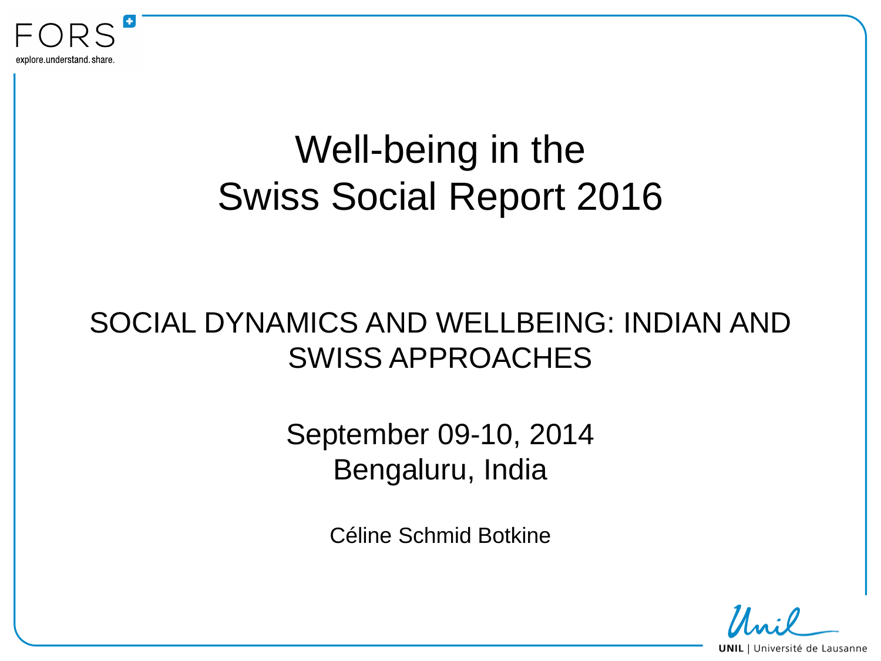# Well-being in the Swiss Social Report 2016

## SOCIAL DYNAMICS AND WELLBEING: INDIAN AND SWISS APPROACHES

September 09-10, 2014
Bengaluru, India

Céline Schmid Botkine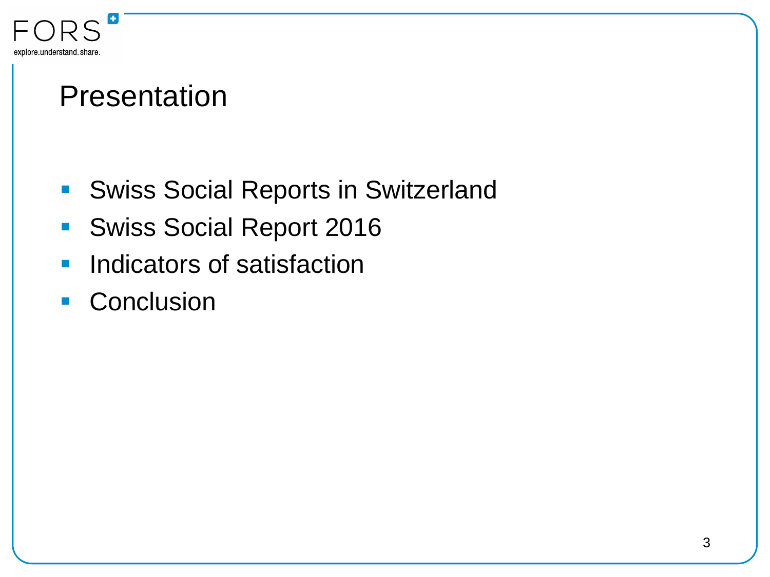# Presentation

- Swiss Social Reports in Switzerland
- Swiss Social Report 2016
- Indicators of satisfaction
- Conclusion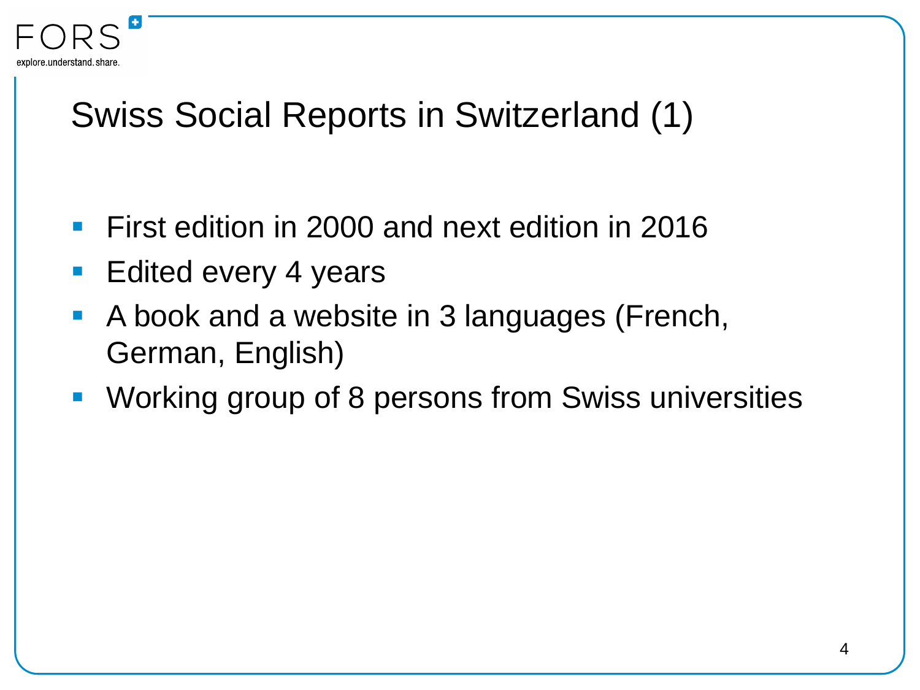# Swiss Social Reports in Switzerland (1)

- First edition in 2000 and next edition in 2016
- Edited every 4 years
- A book and a website in 3 languages (French, German, English)
- Working group of 8 persons from Swiss universities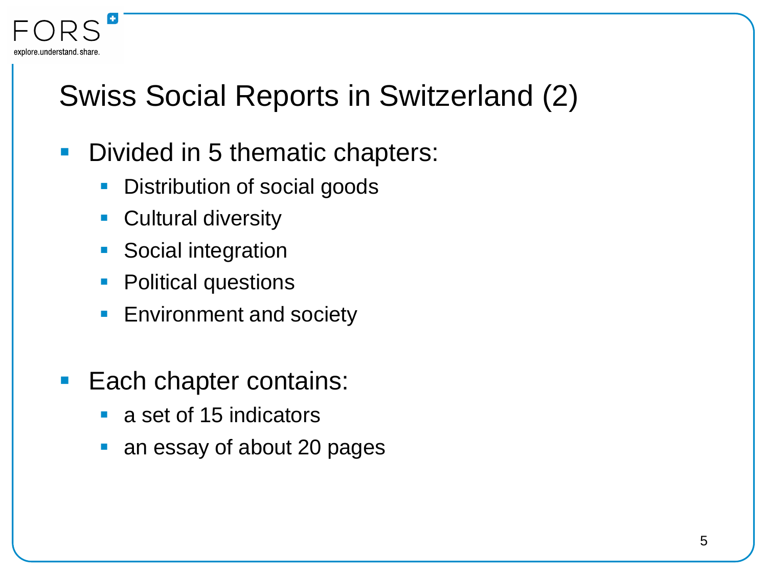# Swiss Social Reports in Switzerland (2)

- Divided in 5 thematic chapters:
  - Distribution of social goods
  - Cultural diversity
  - Social integration
  - Political questions
  - Environment and society

- Each chapter contains:
  - a set of 15 indicators
  - an essay of about 20 pages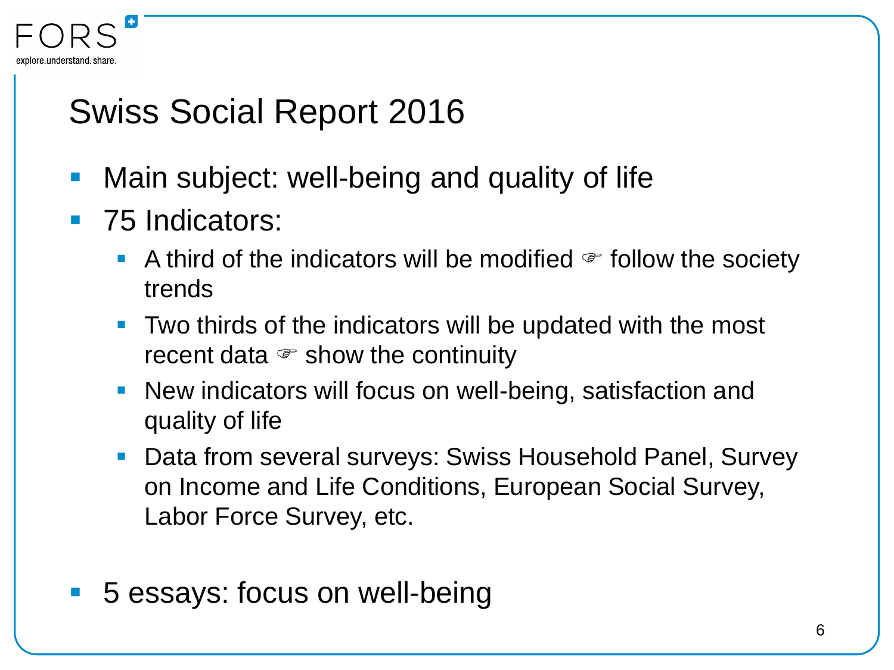# Swiss Social Report 2016

- Main subject: well-being and quality of life
- 75 Indicators:
  - A third of the indicators will be modified ☞ follow the society trends
  - Two thirds of the indicators will be updated with the most recent data ☞ show the continuity
  - New indicators will focus on well-being, satisfaction and quality of life
  - Data from several surveys: Swiss Household Panel, Survey on Income and Life Conditions, European Social Survey, Labor Force Survey, etc.
- 5 essays: focus on well-being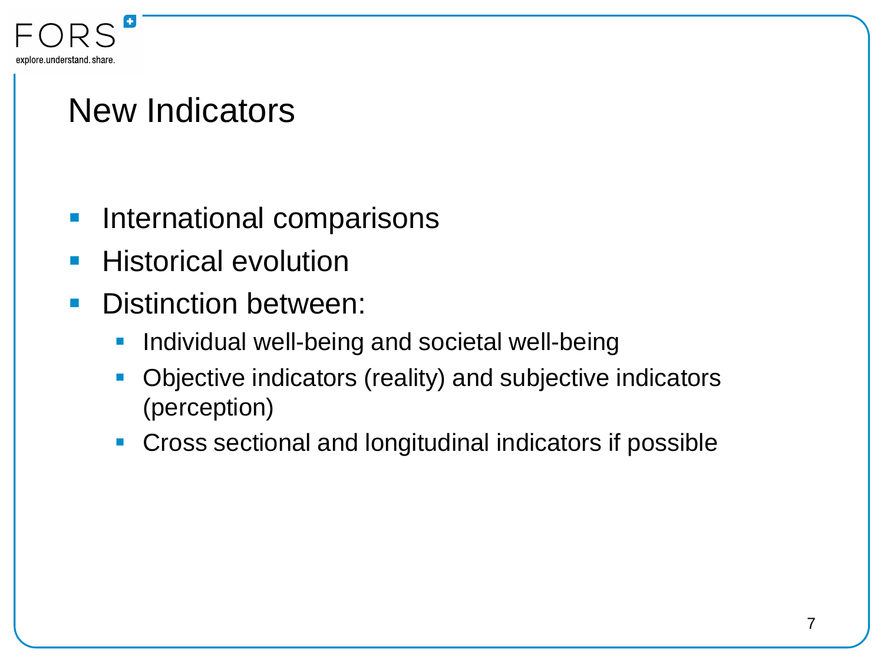# New Indicators

- International comparisons
- Historical evolution
- Distinction between:
  - Individual well-being and societal well-being
  - Objective indicators (reality) and subjective indicators (perception)
  - Cross sectional and longitudinal indicators if possible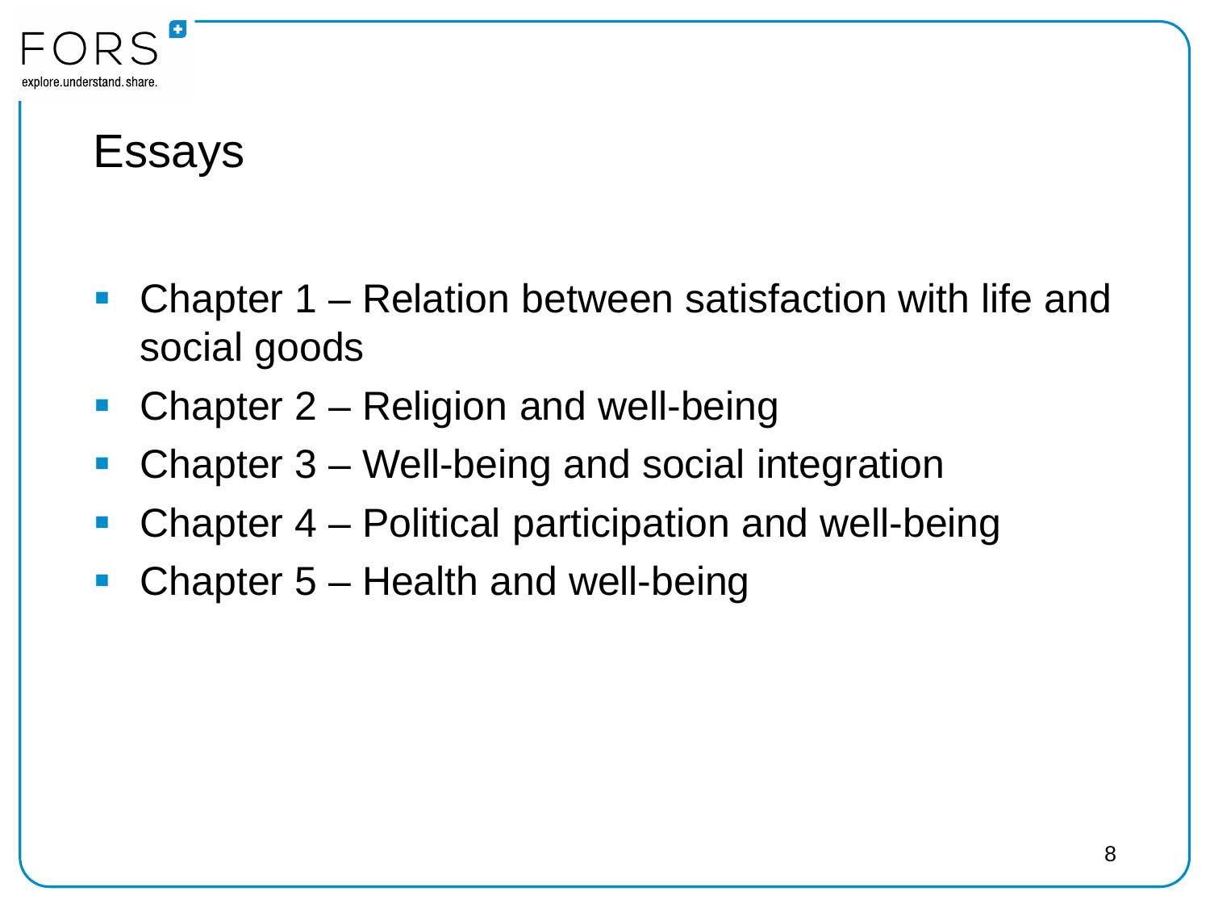# Essays

- Chapter 1 – Relation between satisfaction with life and social goods
- Chapter 2 – Religion and well-being
- Chapter 3 – Well-being and social integration
- Chapter 4 – Political participation and well-being
- Chapter 5 – Health and well-being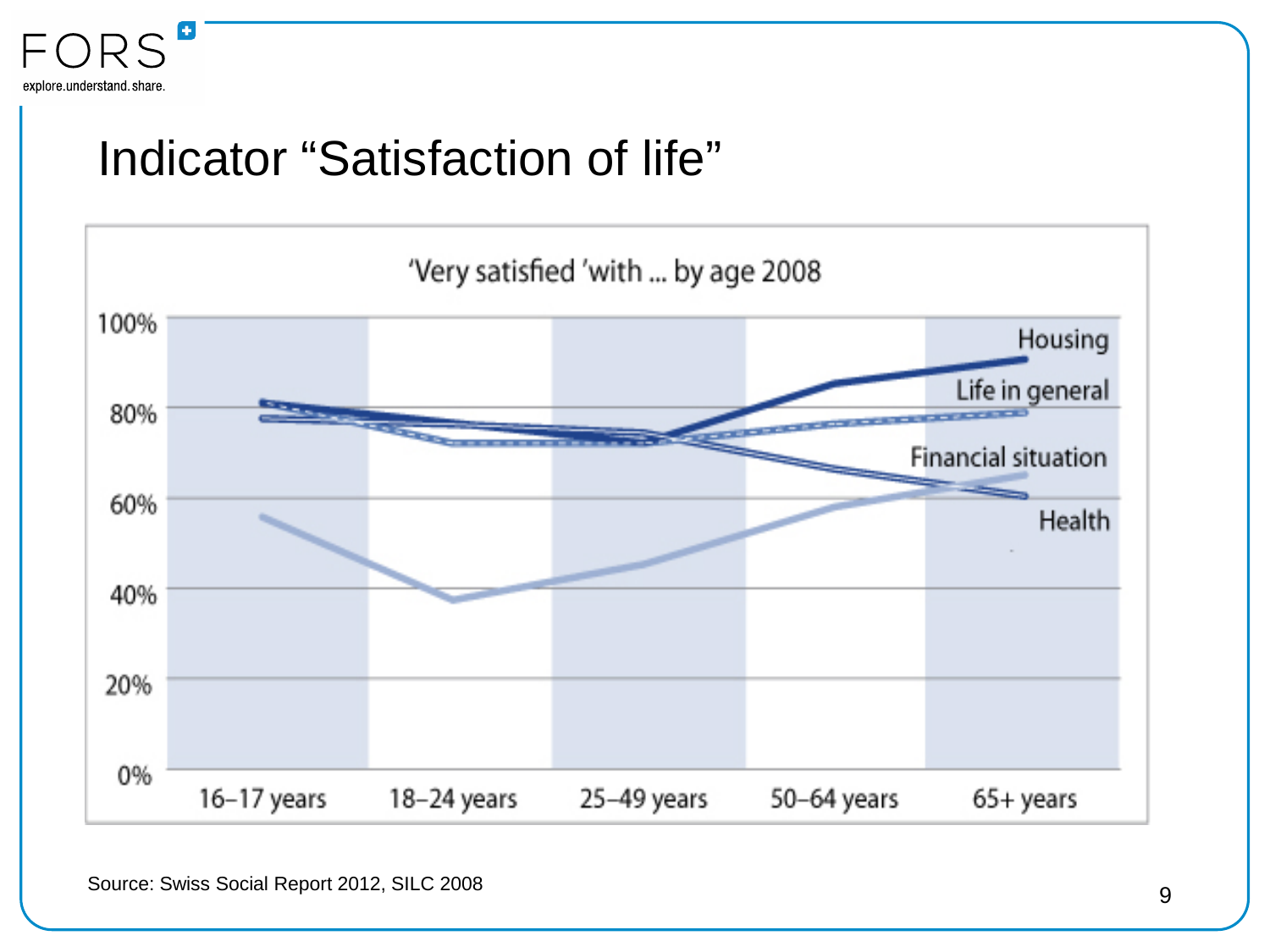# Indicator "Satisfaction of life"

'Very satisfied 'with ... by age 2008

Source: Swiss Social Report 2012, SILC 2008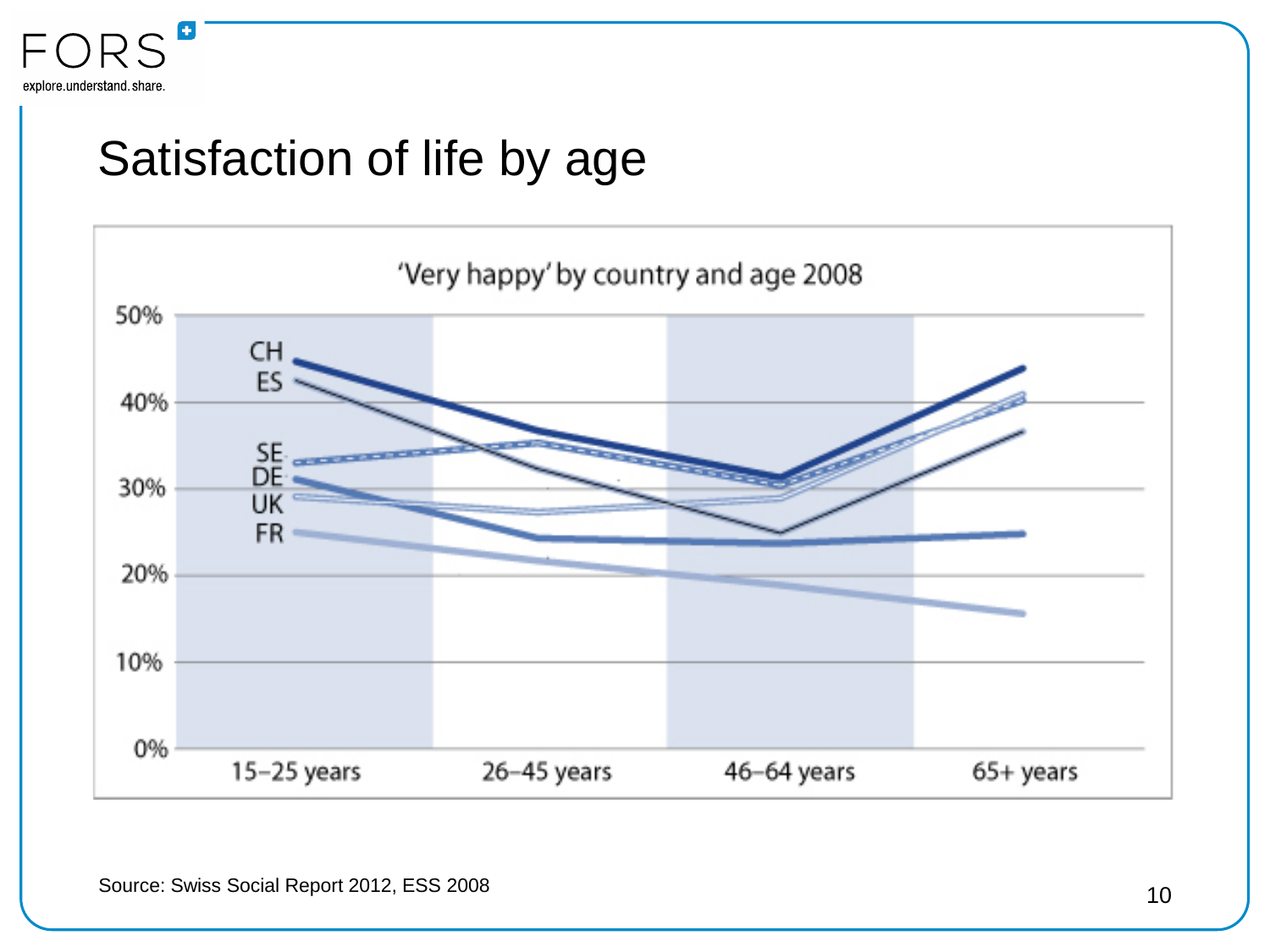# Satisfaction of life by age

'Very happy' by country and age 2008

Source: Swiss Social Report 2012, ESS 2008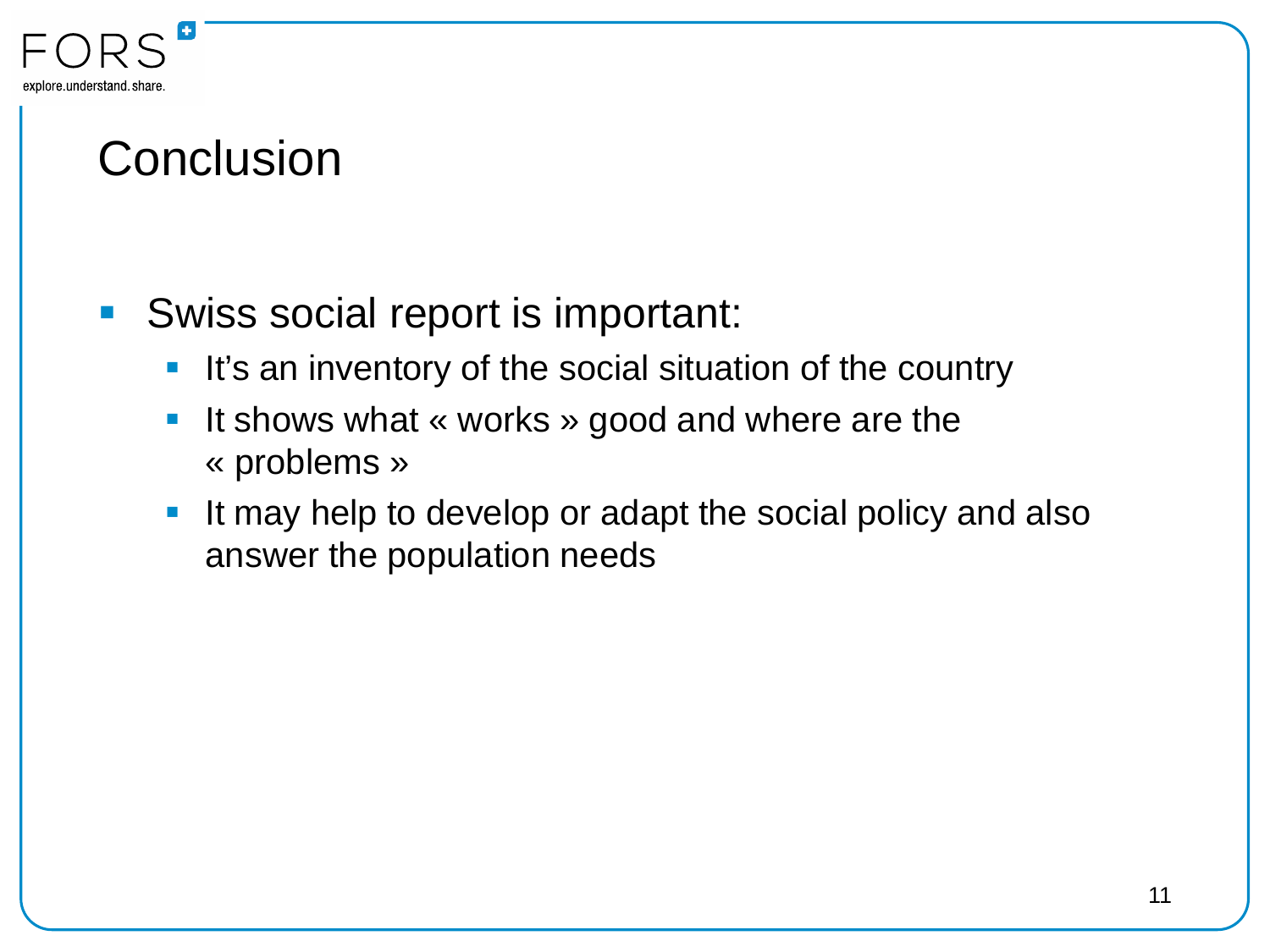# Conclusion

- Swiss social report is important:
  - It's an inventory of the social situation of the country
  - It shows what « works » good and where are the « problems »
  - It may help to develop or adapt the social policy and also answer the population needs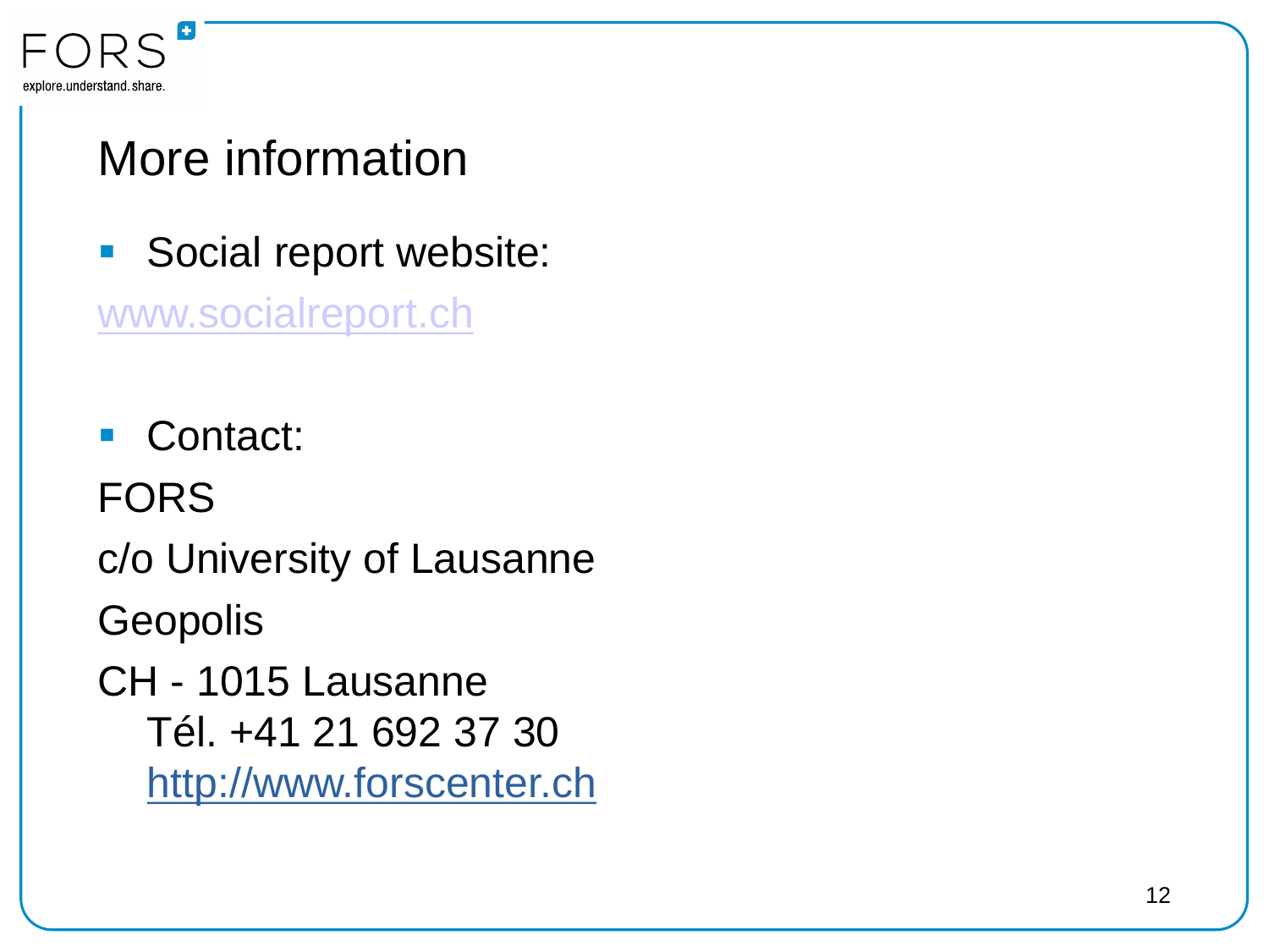# More information

- Social report website:

www.socialreport.ch

- Contact:

FORS

c/o University of Lausanne

Geopolis

CH - 1015 Lausanne

Tél. +41 21 692 37 30

http://www.forscenter.ch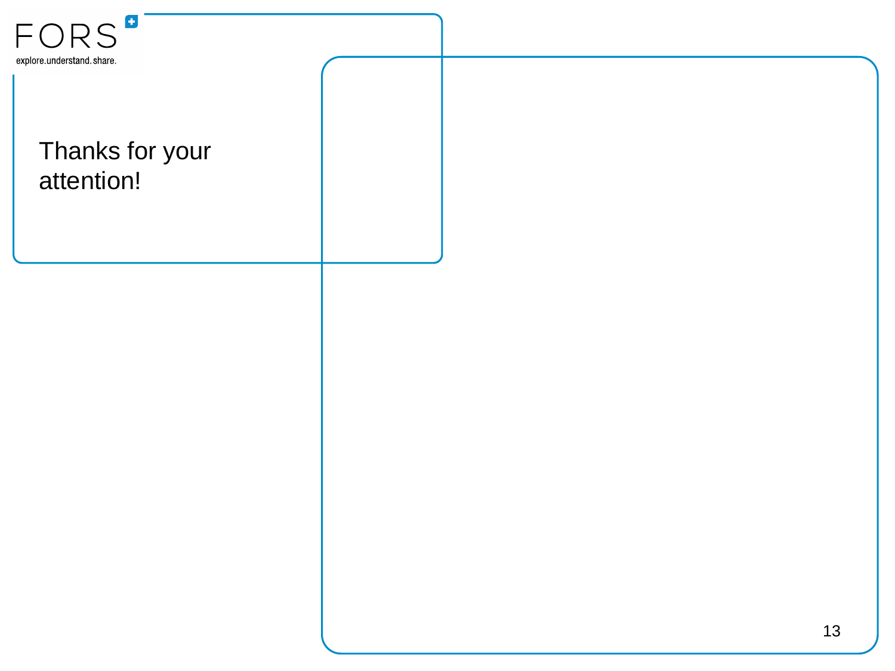FORS

explore.understand.share.

Thanks for your attention!